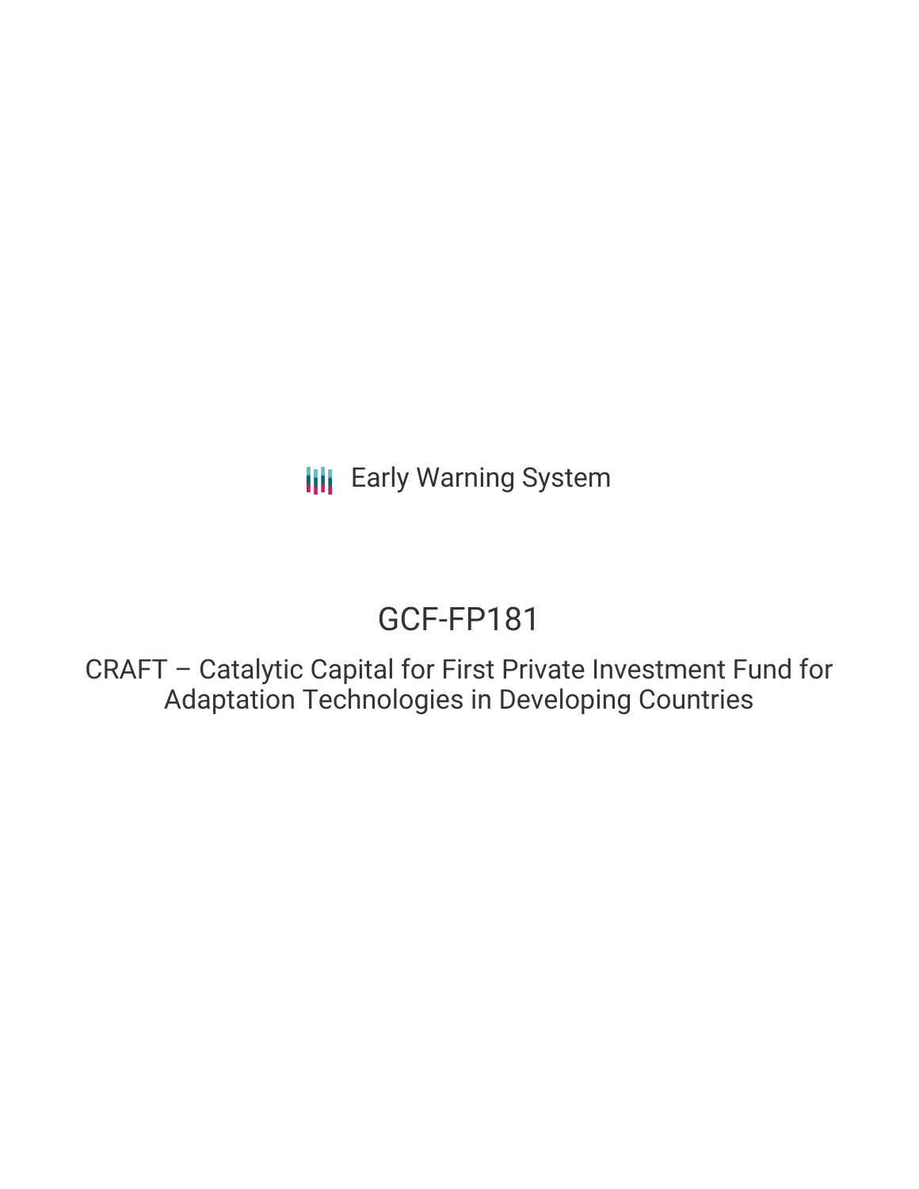Early Warning System

# GCF-FP181

CRAFT – Catalytic Capital for First Private Investment Fund for Adaptation Technologies in Developing Countries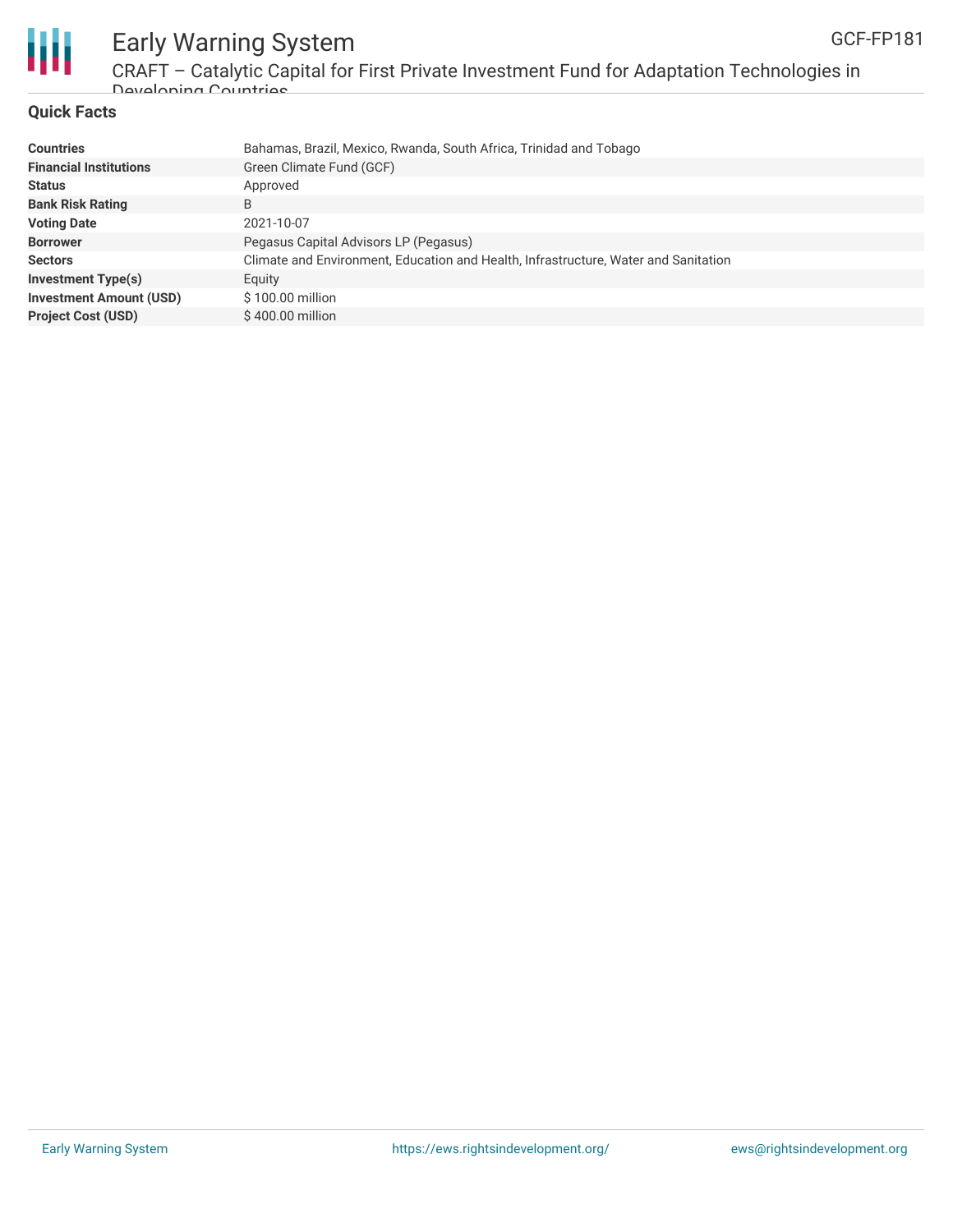## Quick Facts

| | |
|---|---|
| **Countries** | Bahamas, Brazil, Mexico, Rwanda, South Africa, Trinidad and Tobago |
| **Financial Institutions** | Green Climate Fund (GCF) |
| **Status** | Approved |
| **Bank Risk Rating** | B |
| **Voting Date** | 2021-10-07 |
| **Borrower** | Pegasus Capital Advisors LP (Pegasus) |
| **Sectors** | Climate and Environment, Education and Health, Infrastructure, Water and Sanitation |
| **Investment Type(s)** | Equity |
| **Investment Amount (USD)** | $ 100.00 million |
| **Project Cost (USD)** | $ 400.00 million |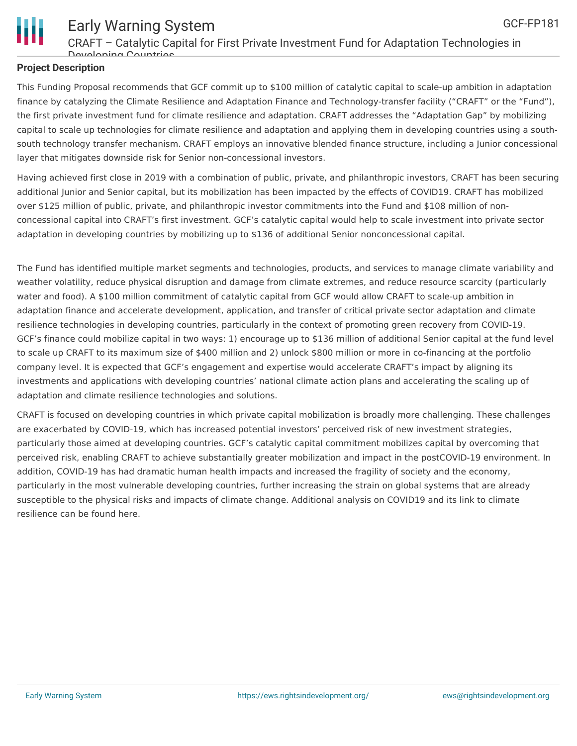## Project Description

This Funding Proposal recommends that GCF commit up to $100 million of catalytic capital to scale-up ambition in adaptation finance by catalyzing the Climate Resilience and Adaptation Finance and Technology-transfer facility ("CRAFT" or the "Fund"), the first private investment fund for climate resilience and adaptation. CRAFT addresses the "Adaptation Gap" by mobilizing capital to scale up technologies for climate resilience and adaptation and applying them in developing countries using a south-south technology transfer mechanism. CRAFT employs an innovative blended finance structure, including a Junior concessional layer that mitigates downside risk for Senior non-concessional investors.

Having achieved first close in 2019 with a combination of public, private, and philanthropic investors, CRAFT has been securing additional Junior and Senior capital, but its mobilization has been impacted by the effects of COVID19. CRAFT has mobilized over $125 million of public, private, and philanthropic investor commitments into the Fund and $108 million of non-concessional capital into CRAFT's first investment. GCF's catalytic capital would help to scale investment into private sector adaptation in developing countries by mobilizing up to $136 of additional Senior nonconcessional capital.

The Fund has identified multiple market segments and technologies, products, and services to manage climate variability and weather volatility, reduce physical disruption and damage from climate extremes, and reduce resource scarcity (particularly water and food). A $100 million commitment of catalytic capital from GCF would allow CRAFT to scale-up ambition in adaptation finance and accelerate development, application, and transfer of critical private sector adaptation and climate resilience technologies in developing countries, particularly in the context of promoting green recovery from COVID-19. GCF's finance could mobilize capital in two ways: 1) encourage up to $136 million of additional Senior capital at the fund level to scale up CRAFT to its maximum size of $400 million and 2) unlock $800 million or more in co-financing at the portfolio company level. It is expected that GCF's engagement and expertise would accelerate CRAFT's impact by aligning its investments and applications with developing countries' national climate action plans and accelerating the scaling up of adaptation and climate resilience technologies and solutions.

CRAFT is focused on developing countries in which private capital mobilization is broadly more challenging. These challenges are exacerbated by COVID-19, which has increased potential investors' perceived risk of new investment strategies, particularly those aimed at developing countries. GCF's catalytic capital commitment mobilizes capital by overcoming that perceived risk, enabling CRAFT to achieve substantially greater mobilization and impact in the postCOVID-19 environment. In addition, COVID-19 has had dramatic human health impacts and increased the fragility of society and the economy, particularly in the most vulnerable developing countries, further increasing the strain on global systems that are already susceptible to the physical risks and impacts of climate change. Additional analysis on COVID19 and its link to climate resilience can be found here.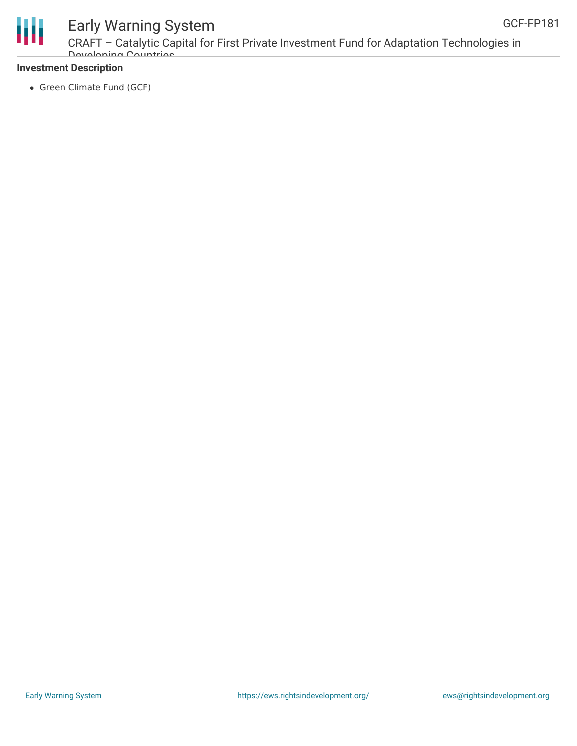**Investment Description**

- Green Climate Fund (GCF)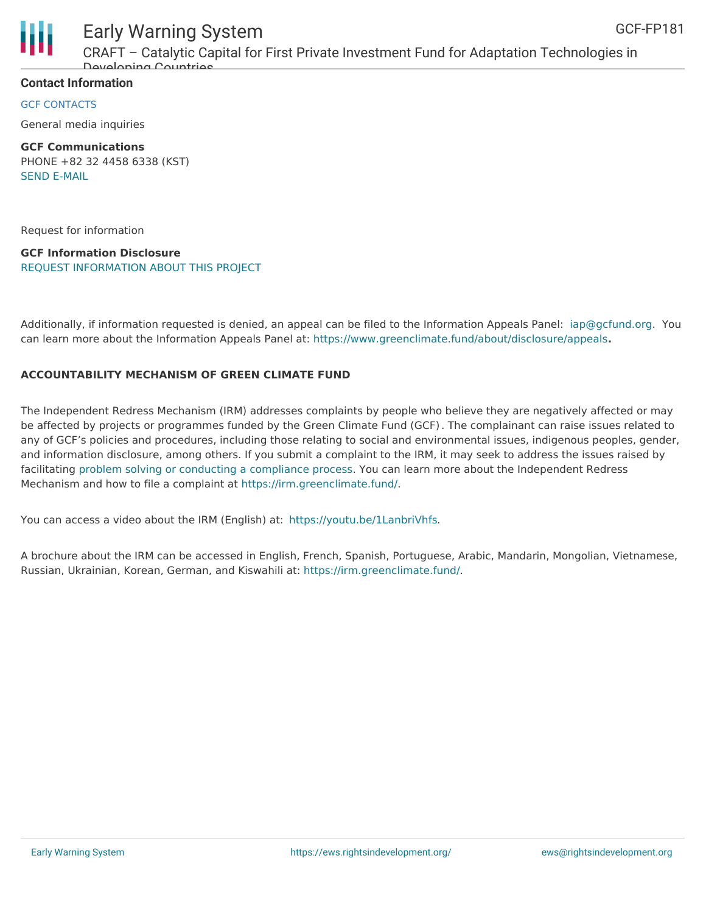**Contact Information**

GCF CONTACTS

General media inquiries

**GCF Communications**
PHONE +82 32 4458 6338 (KST)
SEND E-MAIL

Request for information

**GCF Information Disclosure**
REQUEST INFORMATION ABOUT THIS PROJECT

Additionally, if information requested is denied, an appeal can be filed to the Information Appeals Panel: iap@gcfund.org. You can learn more about the Information Appeals Panel at: https://www.greenclimate.fund/about/disclosure/appeals**.**

**ACCOUNTABILITY MECHANISM OF GREEN CLIMATE FUND**

The Independent Redress Mechanism (IRM) addresses complaints by people who believe they are negatively affected or may be affected by projects or programmes funded by the Green Climate Fund (GCF). The complainant can raise issues related to any of GCF's policies and procedures, including those relating to social and environmental issues, indigenous peoples, gender, and information disclosure, among others. If you submit a complaint to the IRM, it may seek to address the issues raised by facilitating problem solving or conducting a compliance process. You can learn more about the Independent Redress Mechanism and how to file a complaint at https://irm.greenclimate.fund/.

You can access a video about the IRM (English) at: https://youtu.be/1LanbriVhfs.

A brochure about the IRM can be accessed in English, French, Spanish, Portuguese, Arabic, Mandarin, Mongolian, Vietnamese, Russian, Ukrainian, Korean, German, and Kiswahili at: https://irm.greenclimate.fund/.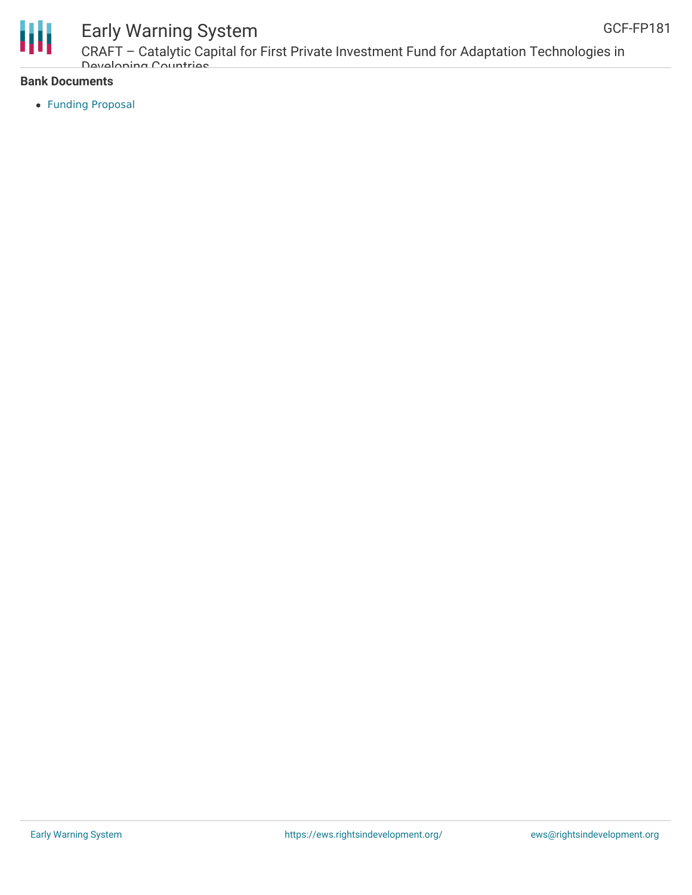**Bank Documents**

- Funding Proposal